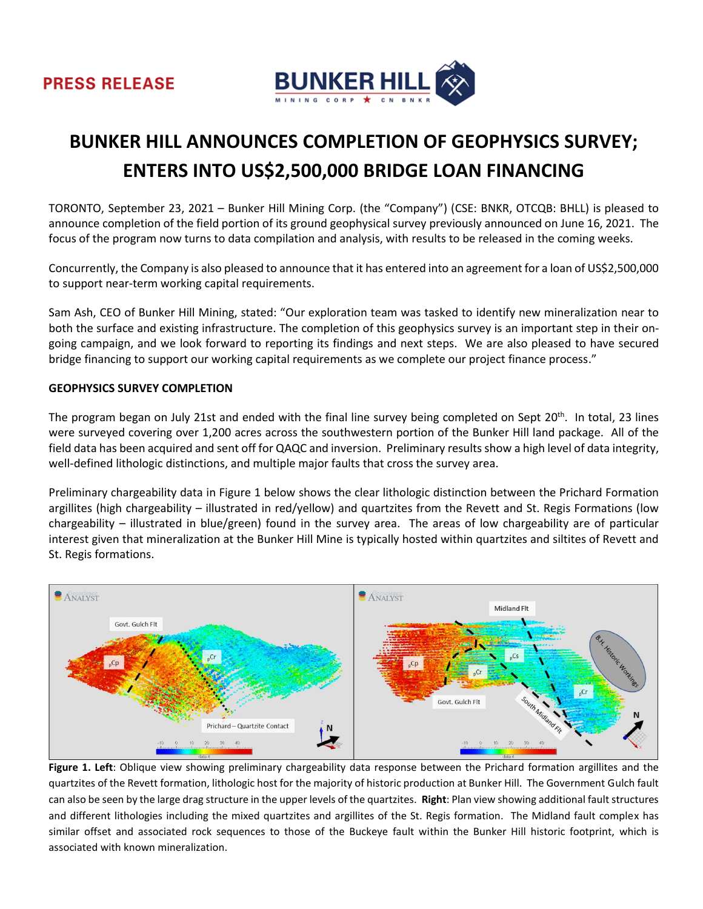PRESS RELEASE

# BUNKER HILL ANNOUNCES COMPLETION OF GEOPHYSICS SURVEY; ENTERS INTO US$2,500,000 BRIDGE LOAN FINANCING

TORONTO, September 23, 2021 – Bunker Hill Mining Corp. (the "Company") (CSE: BNKR, OTCQB: BHLL) is pleased to announce completion of the field portion of its ground geophysical survey previously announced on June 16, 2021. The focus of the program now turns to data compilation and analysis, with results to be released in the coming weeks.

Concurrently, the Company is also pleased to announce that it has entered into an agreement for a loan of US$2,500,000 to support near-term working capital requirements.

Sam Ash, CEO of Bunker Hill Mining, stated: "Our exploration team was tasked to identify new mineralization near to both the surface and existing infrastructure. The completion of this geophysics survey is an important step in their on-going campaign, and we look forward to reporting its findings and next steps. We are also pleased to have secured bridge financing to support our working capital requirements as we complete our project finance process."

**GEOPHYSICS SURVEY COMPLETION**

The program began on July 21st and ended with the final line survey being completed on Sept 20th. In total, 23 lines were surveyed covering over 1,200 acres across the southwestern portion of the Bunker Hill land package. All of the field data has been acquired and sent off for QAQC and inversion. Preliminary results show a high level of data integrity, well-defined lithologic distinctions, and multiple major faults that cross the survey area.

Preliminary chargeability data in Figure 1 below shows the clear lithologic distinction between the Prichard Formation argillites (high chargeability – illustrated in red/yellow) and quartzites from the Revett and St. Regis Formations (low chargeability – illustrated in blue/green) found in the survey area. The areas of low chargeability are of particular interest given that mineralization at the Bunker Hill Mine is typically hosted within quartzites and siltites of Revett and St. Regis formations.

**Figure 1. Left**: Oblique view showing preliminary chargeability data response between the Prichard formation argillites and the quartzites of the Revett formation, lithologic host for the majority of historic production at Bunker Hill. The Government Gulch fault can also be seen by the large drag structure in the upper levels of the quartzites. **Right**: Plan view showing additional fault structures and different lithologies including the mixed quartzites and argillites of the St. Regis formation. The Midland fault complex has similar offset and associated rock sequences to those of the Buckeye fault within the Bunker Hill historic footprint, which is associated with known mineralization.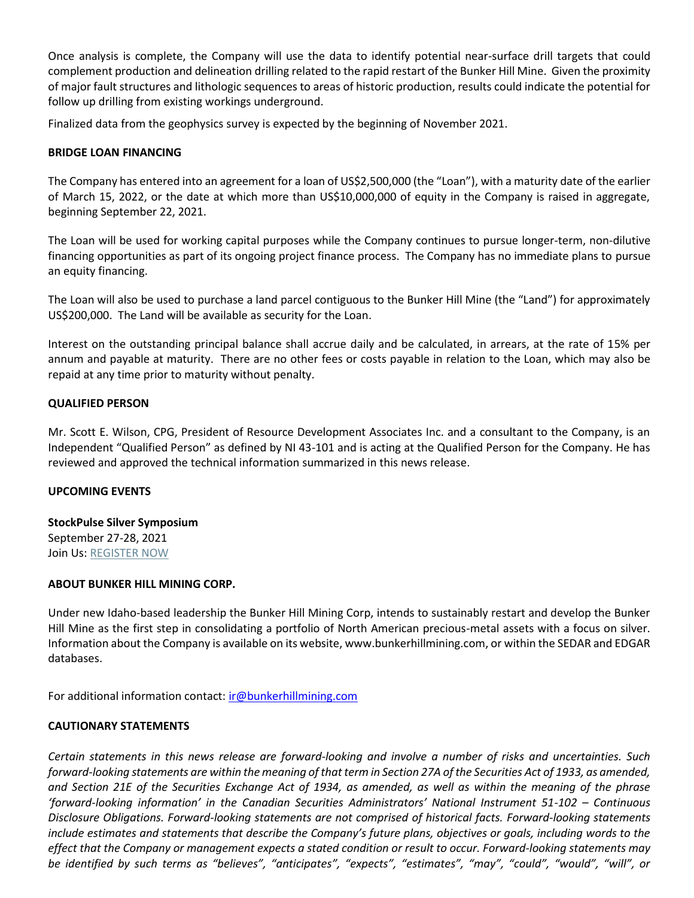Once analysis is complete, the Company will use the data to identify potential near-surface drill targets that could complement production and delineation drilling related to the rapid restart of the Bunker Hill Mine. Given the proximity of major fault structures and lithologic sequences to areas of historic production, results could indicate the potential for follow up drilling from existing workings underground.

Finalized data from the geophysics survey is expected by the beginning of November 2021.

**BRIDGE LOAN FINANCING**

The Company has entered into an agreement for a loan of US$2,500,000 (the "Loan"), with a maturity date of the earlier of March 15, 2022, or the date at which more than US$10,000,000 of equity in the Company is raised in aggregate, beginning September 22, 2021.

The Loan will be used for working capital purposes while the Company continues to pursue longer-term, non-dilutive financing opportunities as part of its ongoing project finance process. The Company has no immediate plans to pursue an equity financing.

The Loan will also be used to purchase a land parcel contiguous to the Bunker Hill Mine (the "Land") for approximately US$200,000. The Land will be available as security for the Loan.

Interest on the outstanding principal balance shall accrue daily and be calculated, in arrears, at the rate of 15% per annum and payable at maturity. There are no other fees or costs payable in relation to the Loan, which may also be repaid at any time prior to maturity without penalty.

**QUALIFIED PERSON**

Mr. Scott E. Wilson, CPG, President of Resource Development Associates Inc. and a consultant to the Company, is an Independent "Qualified Person" as defined by NI 43-101 and is acting at the Qualified Person for the Company. He has reviewed and approved the technical information summarized in this news release.

**UPCOMING EVENTS**

**StockPulse Silver Symposium**
September 27-28, 2021
Join Us: REGISTER NOW

**ABOUT BUNKER HILL MINING CORP.**

Under new Idaho-based leadership the Bunker Hill Mining Corp, intends to sustainably restart and develop the Bunker Hill Mine as the first step in consolidating a portfolio of North American precious-metal assets with a focus on silver. Information about the Company is available on its website, www.bunkerhillmining.com, or within the SEDAR and EDGAR databases.

For additional information contact: ir@bunkerhillmining.com

**CAUTIONARY STATEMENTS**

*Certain statements in this news release are forward-looking and involve a number of risks and uncertainties. Such forward-looking statements are within the meaning of that term in Section 27A of the Securities Act of 1933, as amended, and Section 21E of the Securities Exchange Act of 1934, as amended, as well as within the meaning of the phrase 'forward-looking information' in the Canadian Securities Administrators' National Instrument 51-102 – Continuous Disclosure Obligations. Forward-looking statements are not comprised of historical facts. Forward-looking statements include estimates and statements that describe the Company's future plans, objectives or goals, including words to the effect that the Company or management expects a stated condition or result to occur. Forward-looking statements may be identified by such terms as "believes", "anticipates", "expects", "estimates", "may", "could", "would", "will", or*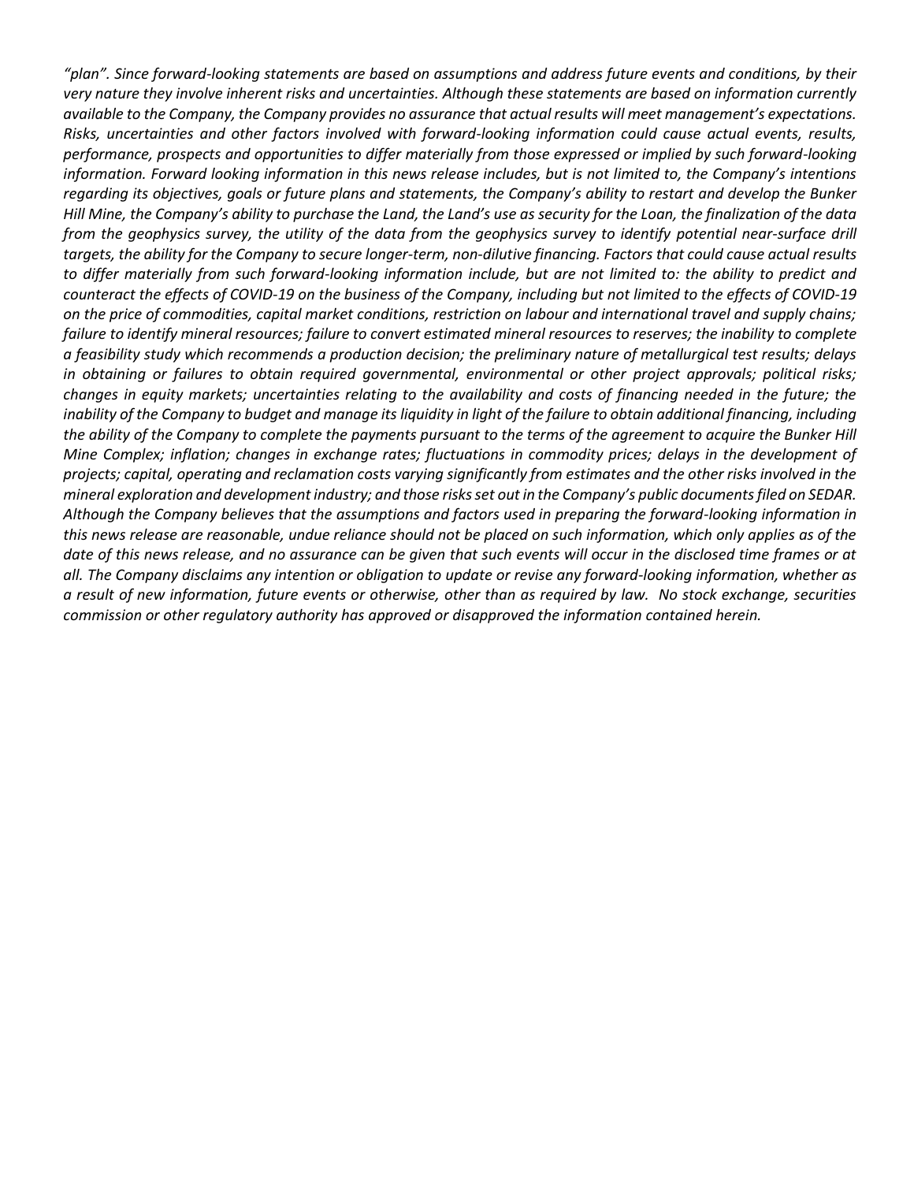*"plan". Since forward-looking statements are based on assumptions and address future events and conditions, by their very nature they involve inherent risks and uncertainties. Although these statements are based on information currently available to the Company, the Company provides no assurance that actual results will meet management's expectations. Risks, uncertainties and other factors involved with forward-looking information could cause actual events, results, performance, prospects and opportunities to differ materially from those expressed or implied by such forward-looking information. Forward looking information in this news release includes, but is not limited to, the Company's intentions regarding its objectives, goals or future plans and statements, the Company's ability to restart and develop the Bunker Hill Mine, the Company's ability to purchase the Land, the Land's use as security for the Loan, the finalization of the data from the geophysics survey, the utility of the data from the geophysics survey to identify potential near-surface drill targets, the ability for the Company to secure longer-term, non-dilutive financing. Factors that could cause actual results to differ materially from such forward-looking information include, but are not limited to: the ability to predict and counteract the effects of COVID-19 on the business of the Company, including but not limited to the effects of COVID-19 on the price of commodities, capital market conditions, restriction on labour and international travel and supply chains; failure to identify mineral resources; failure to convert estimated mineral resources to reserves; the inability to complete a feasibility study which recommends a production decision; the preliminary nature of metallurgical test results; delays in obtaining or failures to obtain required governmental, environmental or other project approvals; political risks; changes in equity markets; uncertainties relating to the availability and costs of financing needed in the future; the inability of the Company to budget and manage its liquidity in light of the failure to obtain additional financing, including the ability of the Company to complete the payments pursuant to the terms of the agreement to acquire the Bunker Hill Mine Complex; inflation; changes in exchange rates; fluctuations in commodity prices; delays in the development of projects; capital, operating and reclamation costs varying significantly from estimates and the other risks involved in the mineral exploration and development industry; and those risks set out in the Company's public documents filed on SEDAR. Although the Company believes that the assumptions and factors used in preparing the forward-looking information in this news release are reasonable, undue reliance should not be placed on such information, which only applies as of the date of this news release, and no assurance can be given that such events will occur in the disclosed time frames or at all. The Company disclaims any intention or obligation to update or revise any forward-looking information, whether as a result of new information, future events or otherwise, other than as required by law. No stock exchange, securities commission or other regulatory authority has approved or disapproved the information contained herein.*